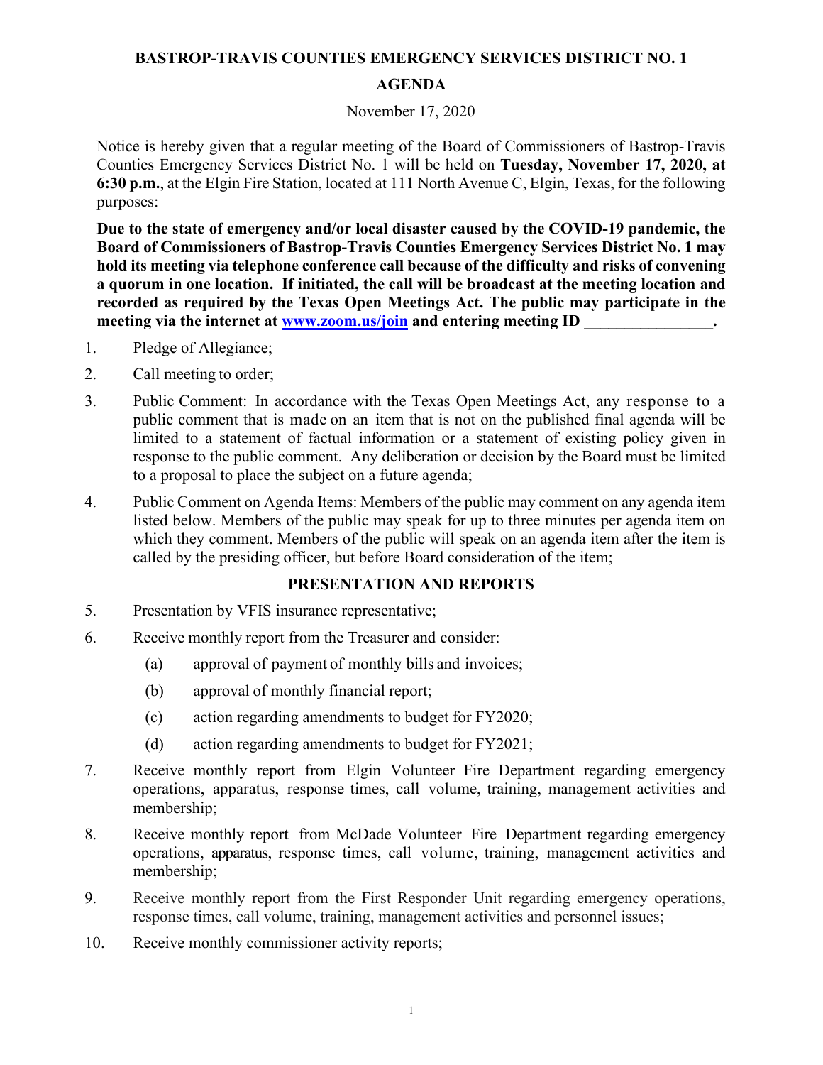# BASTROP-TRAVIS COUNTIES EMERGENCY SERVICES DISTRICT NO. 1

## AGENDA

November 17, 2020

Notice is hereby given that a regular meeting of the Board of Commissioners of Bastrop-Travis Counties Emergency Services District No. 1 will be held on **Tuesday, November 17, 2020, at 6:30 p.m.**, at the Elgin Fire Station, located at 111 North Avenue C, Elgin, Texas, for the following purposes:

**Due to the state of emergency and/or local disaster caused by the COVID-19 pandemic, the Board of Commissioners of Bastrop-Travis Counties Emergency Services District No. 1 may hold its meeting via telephone conference call because of the difficulty and risks of convening a quorum in one location. If initiated, the call will be broadcast at the meeting location and recorded as required by the Texas Open Meetings Act. The public may participate in the meeting via the internet at [www.zoom.us/join](http://www.zoom.us/join) and entering meeting ID ________________.**

1. Pledge of Allegiance;
2. Call meeting to order;
3. Public Comment: In accordance with the Texas Open Meetings Act, any response to a public comment that is made on an item that is not on the published final agenda will be limited to a statement of factual information or a statement of existing policy given in response to the public comment. Any deliberation or decision by the Board must be limited to a proposal to place the subject on a future agenda;
4. Public Comment on Agenda Items: Members of the public may comment on any agenda item listed below. Members of the public may speak for up to three minutes per agenda item on which they comment. Members of the public will speak on an agenda item after the item is called by the presiding officer, but before Board consideration of the item;

### PRESENTATION AND REPORTS

5. Presentation by VFIS insurance representative;
6. Receive monthly report from the Treasurer and consider:
   - (a) approval of payment of monthly bills and invoices;
   - (b) approval of monthly financial report;
   - (c) action regarding amendments to budget for FY2020;
   - (d) action regarding amendments to budget for FY2021;
7. Receive monthly report from Elgin Volunteer Fire Department regarding emergency operations, apparatus, response times, call volume, training, management activities and membership;
8. Receive monthly report from McDade Volunteer Fire Department regarding emergency operations, apparatus, response times, call volume, training, management activities and membership;
9. Receive monthly report from the First Responder Unit regarding emergency operations, response times, call volume, training, management activities and personnel issues;
10. Receive monthly commissioner activity reports;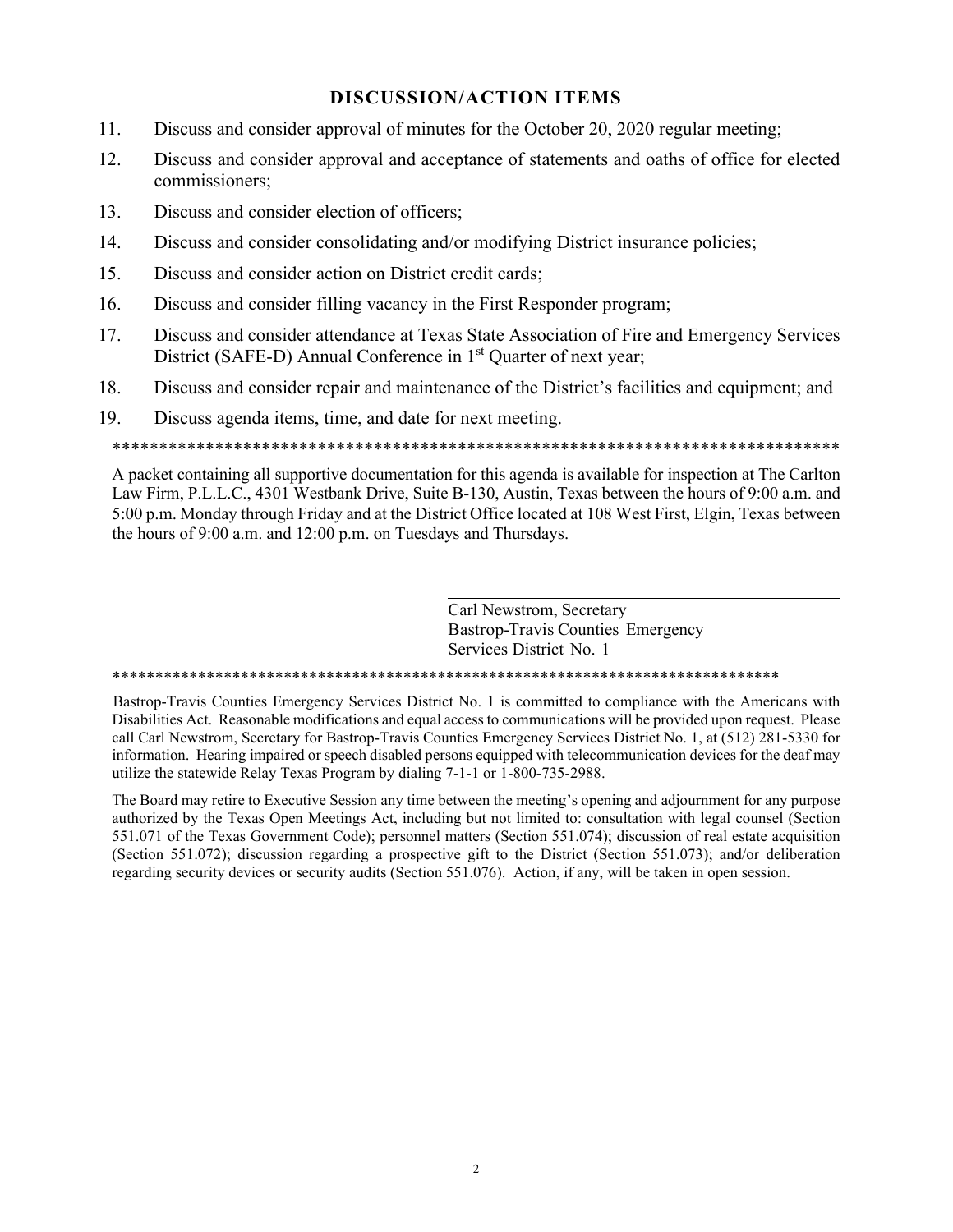## DISCUSSION/ACTION ITEMS

11. Discuss and consider approval of minutes for the October 20, 2020 regular meeting;
12. Discuss and consider approval and acceptance of statements and oaths of office for elected commissioners;
13. Discuss and consider election of officers;
14. Discuss and consider consolidating and/or modifying District insurance policies;
15. Discuss and consider action on District credit cards;
16. Discuss and consider filling vacancy in the First Responder program;
17. Discuss and consider attendance at Texas State Association of Fire and Emergency Services District (SAFE-D) Annual Conference in 1st Quarter of next year;
18. Discuss and consider repair and maintenance of the District's facilities and equipment; and
19. Discuss agenda items, time, and date for next meeting.

*******************************************************************************

A packet containing all supportive documentation for this agenda is available for inspection at The Carlton Law Firm, P.L.L.C., 4301 Westbank Drive, Suite B-130, Austin, Texas between the hours of 9:00 a.m. and 5:00 p.m. Monday through Friday and at the District Office located at 108 West First, Elgin, Texas between the hours of 9:00 a.m. and 12:00 p.m. on Tuesdays and Thursdays.

Carl Newstrom, Secretary
Bastrop-Travis Counties Emergency
Services District No. 1

*******************************************************************************

Bastrop-Travis Counties Emergency Services District No. 1 is committed to compliance with the Americans with Disabilities Act. Reasonable modifications and equal access to communications will be provided upon request. Please call Carl Newstrom, Secretary for Bastrop-Travis Counties Emergency Services District No. 1, at (512) 281-5330 for information. Hearing impaired or speech disabled persons equipped with telecommunication devices for the deaf may utilize the statewide Relay Texas Program by dialing 7-1-1 or 1-800-735-2988.

The Board may retire to Executive Session any time between the meeting's opening and adjournment for any purpose authorized by the Texas Open Meetings Act, including but not limited to: consultation with legal counsel (Section 551.071 of the Texas Government Code); personnel matters (Section 551.074); discussion of real estate acquisition (Section 551.072); discussion regarding a prospective gift to the District (Section 551.073); and/or deliberation regarding security devices or security audits (Section 551.076). Action, if any, will be taken in open session.